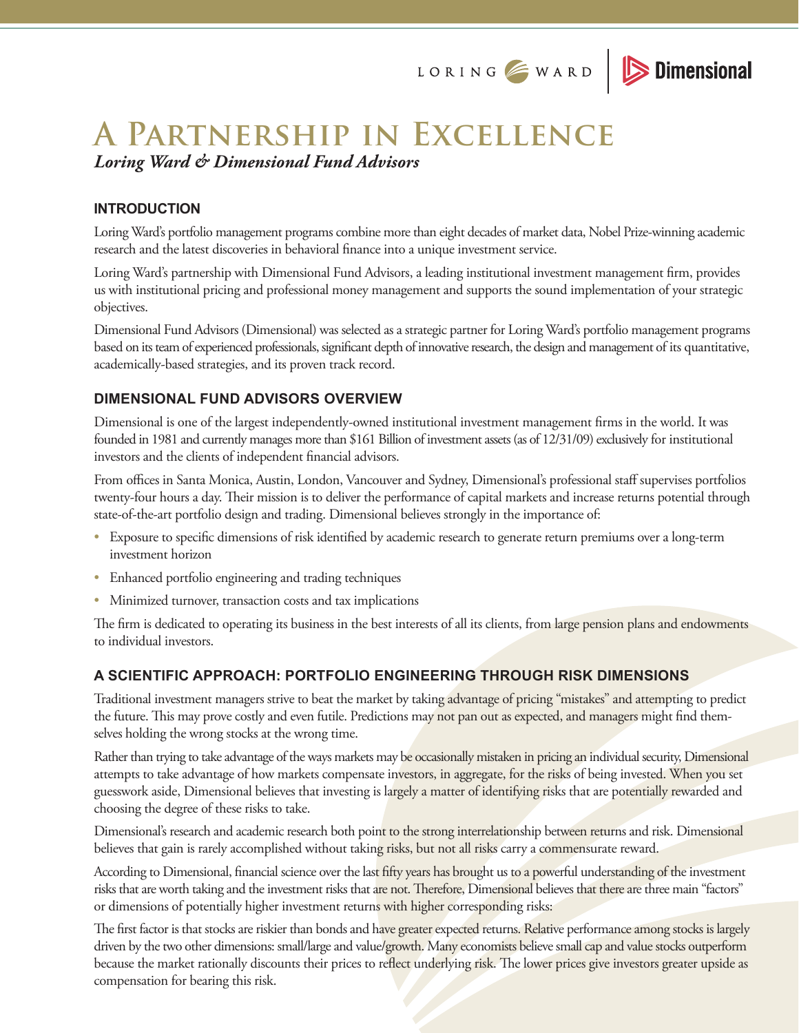# A Partnership in Excellence

*Loring Ward & Dimensional Fund Advisors*

## INTRODUCTION

Loring Ward's portfolio management programs combine more than eight decades of market data, Nobel Prize-winning academic research and the latest discoveries in behavioral finance into a unique investment service.

Loring Ward's partnership with Dimensional Fund Advisors, a leading institutional investment management firm, provides us with institutional pricing and professional money management and supports the sound implementation of your strategic objectives.

Dimensional Fund Advisors (Dimensional) was selected as a strategic partner for Loring Ward's portfolio management programs based on its team of experienced professionals, significant depth of innovative research, the design and management of its quantitative, academically-based strategies, and its proven track record.

## DIMENSIONAL FUND ADVISORS OVERVIEW

Dimensional is one of the largest independently-owned institutional investment management firms in the world. It was founded in 1981 and currently manages more than $161 Billion of investment assets (as of 12/31/09) exclusively for institutional investors and the clients of independent financial advisors.

From offices in Santa Monica, Austin, London, Vancouver and Sydney, Dimensional's professional staff supervises portfolios twenty-four hours a day. Their mission is to deliver the performance of capital markets and increase returns potential through state-of-the-art portfolio design and trading. Dimensional believes strongly in the importance of:

- Exposure to specific dimensions of risk identified by academic research to generate return premiums over a long-term investment horizon
- Enhanced portfolio engineering and trading techniques
- Minimized turnover, transaction costs and tax implications

The firm is dedicated to operating its business in the best interests of all its clients, from large pension plans and endowments to individual investors.

## A SCIENTIFIC APPROACH: PORTFOLIO ENGINEERING THROUGH RISK DIMENSIONS

Traditional investment managers strive to beat the market by taking advantage of pricing "mistakes" and attempting to predict the future. This may prove costly and even futile. Predictions may not pan out as expected, and managers might find themselves holding the wrong stocks at the wrong time.

Rather than trying to take advantage of the ways markets may be occasionally mistaken in pricing an individual security, Dimensional attempts to take advantage of how markets compensate investors, in aggregate, for the risks of being invested. When you set guesswork aside, Dimensional believes that investing is largely a matter of identifying risks that are potentially rewarded and choosing the degree of these risks to take.

Dimensional's research and academic research both point to the strong interrelationship between returns and risk. Dimensional believes that gain is rarely accomplished without taking risks, but not all risks carry a commensurate reward.

According to Dimensional, financial science over the last fifty years has brought us to a powerful understanding of the investment risks that are worth taking and the investment risks that are not. Therefore, Dimensional believes that there are three main "factors" or dimensions of potentially higher investment returns with higher corresponding risks:

The first factor is that stocks are riskier than bonds and have greater expected returns. Relative performance among stocks is largely driven by the two other dimensions: small/large and value/growth. Many economists believe small cap and value stocks outperform because the market rationally discounts their prices to reflect underlying risk. The lower prices give investors greater upside as compensation for bearing this risk.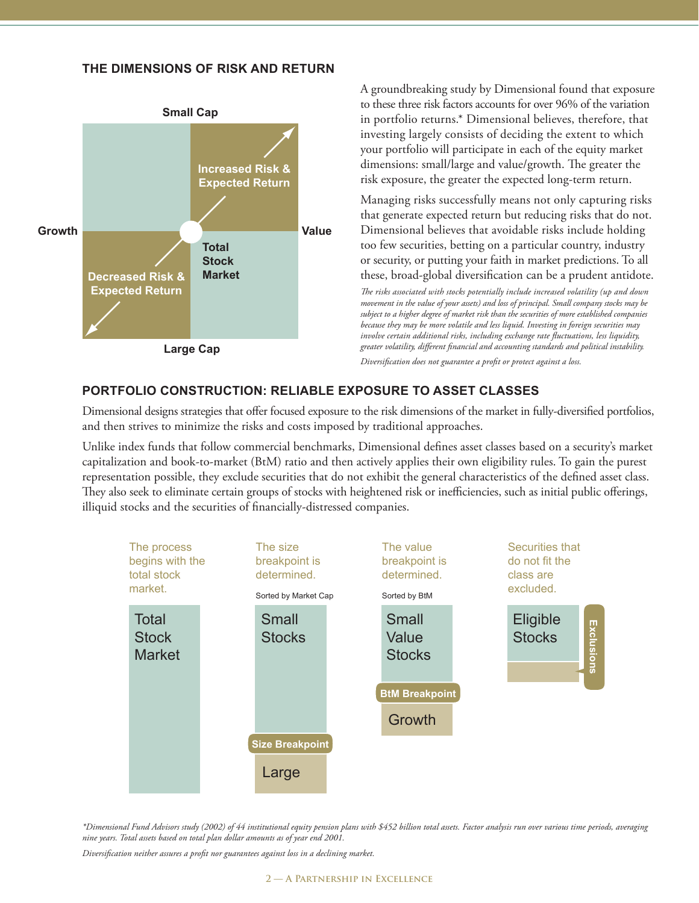## THE DIMENSIONS OF RISK AND RETURN

Small Cap

Growth

Value

Large Cap

Increased Risk & Expected Return

Total Stock Market

Decreased Risk & Expected Return

A groundbreaking study by Dimensional found that exposure to these three risk factors accounts for over 96% of the variation in portfolio returns.* Dimensional believes, therefore, that investing largely consists of deciding the extent to which your portfolio will participate in each of the equity market dimensions: small/large and value/growth. The greater the risk exposure, the greater the expected long-term return.

Managing risks successfully means not only capturing risks that generate expected return but reducing risks that do not. Dimensional believes that avoidable risks include holding too few securities, betting on a particular country, industry or security, or putting your faith in market predictions. To all these, broad-global diversification can be a prudent antidote.

*The risks associated with stocks potentially include increased volatility (up and down movement in the value of your assets) and loss of principal. Small company stocks may be subject to a higher degree of market risk than the securities of more established companies because they may be more volatile and less liquid. Investing in foreign securities may involve certain additional risks, including exchange rate fluctuations, less liquidity, greater volatility, different financial and accounting standards and political instability.*

*Diversification does not guarantee a profit or protect against a loss.*

## PORTFOLIO CONSTRUCTION: RELIABLE EXPOSURE TO ASSET CLASSES

Dimensional designs strategies that offer focused exposure to the risk dimensions of the market in fully-diversified portfolios, and then strives to minimize the risks and costs imposed by traditional approaches.

Unlike index funds that follow commercial benchmarks, Dimensional defines asset classes based on a security's market capitalization and book-to-market (BtM) ratio and then actively applies their own eligibility rules. To gain the purest representation possible, they exclude securities that do not exhibit the general characteristics of the defined asset class. They also seek to eliminate certain groups of stocks with heightened risk or inefficiencies, such as initial public offerings, illiquid stocks and the securities of financially-distressed companies.

The process begins with the total stock market.

Total Stock Market

The size breakpoint is determined.

Sorted by Market Cap

Small Stocks

Size Breakpoint

Large

The value breakpoint is determined.

Sorted by BtM

Small Value Stocks

BtM Breakpoint

Growth

Securities that do not fit the class are excluded.

Eligible Stocks

Exclusions

*\*Dimensional Fund Advisors study (2002) of 44 institutional equity pension plans with $452 billion total assets. Factor analysis run over various time periods, averaging nine years. Total assets based on total plan dollar amounts as of year end 2001.*

*Diversification neither assures a profit nor guarantees against loss in a declining market.*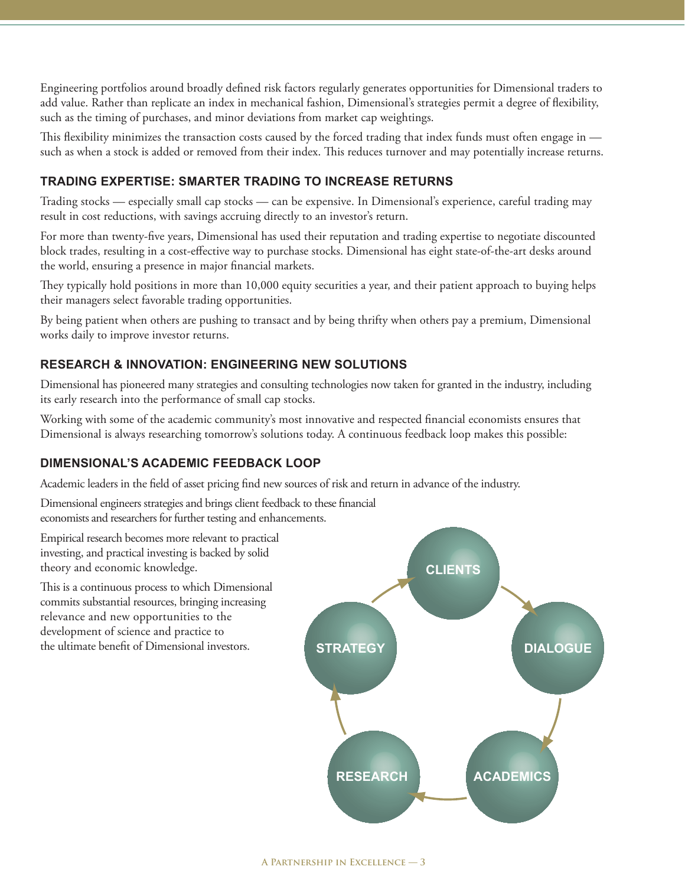Engineering portfolios around broadly defined risk factors regularly generates opportunities for Dimensional traders to add value. Rather than replicate an index in mechanical fashion, Dimensional's strategies permit a degree of flexibility, such as the timing of purchases, and minor deviations from market cap weightings.

This flexibility minimizes the transaction costs caused by the forced trading that index funds must often engage in — such as when a stock is added or removed from their index. This reduces turnover and may potentially increase returns.

### TRADING EXPERTISE: SMARTER TRADING TO INCREASE RETURNS

Trading stocks — especially small cap stocks — can be expensive. In Dimensional's experience, careful trading may result in cost reductions, with savings accruing directly to an investor's return.

For more than twenty-five years, Dimensional has used their reputation and trading expertise to negotiate discounted block trades, resulting in a cost-effective way to purchase stocks. Dimensional has eight state-of-the-art desks around the world, ensuring a presence in major financial markets.

They typically hold positions in more than 10,000 equity securities a year, and their patient approach to buying helps their managers select favorable trading opportunities.

By being patient when others are pushing to transact and by being thrifty when others pay a premium, Dimensional works daily to improve investor returns.

### RESEARCH & INNOVATION: ENGINEERING NEW SOLUTIONS

Dimensional has pioneered many strategies and consulting technologies now taken for granted in the industry, including its early research into the performance of small cap stocks.

Working with some of the academic community's most innovative and respected financial economists ensures that Dimensional is always researching tomorrow's solutions today. A continuous feedback loop makes this possible:

### DIMENSIONAL'S ACADEMIC FEEDBACK LOOP

Academic leaders in the field of asset pricing find new sources of risk and return in advance of the industry.

Dimensional engineers strategies and brings client feedback to these financial economists and researchers for further testing and enhancements.

Empirical research becomes more relevant to practical investing, and practical investing is backed by solid theory and economic knowledge.

This is a continuous process to which Dimensional commits substantial resources, bringing increasing relevance and new opportunities to the development of science and practice to the ultimate benefit of Dimensional investors.

CLIENTS → DIALOGUE → ACADEMICS → RESEARCH → STRATEGY → CLIENTS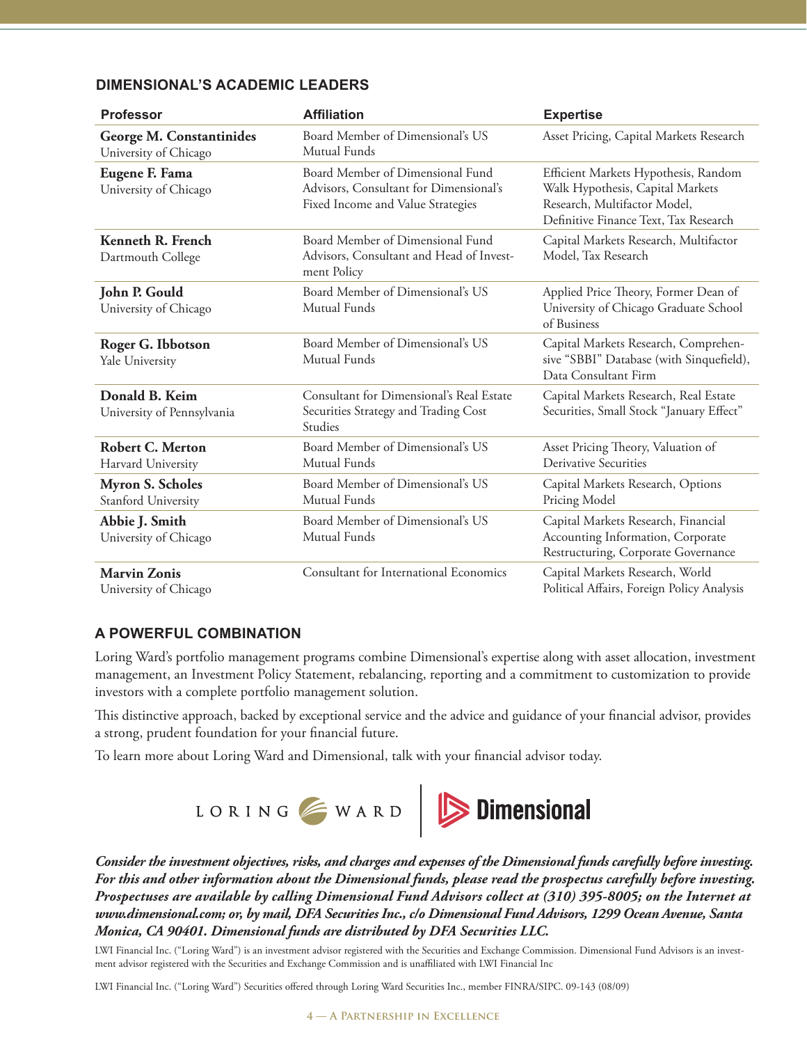## DIMENSIONAL'S ACADEMIC LEADERS

| Professor | Affiliation | Expertise |
|---|---|---|
| **George M. Constantinides** University of Chicago | Board Member of Dimensional's US Mutual Funds | Asset Pricing, Capital Markets Research |
| **Eugene F. Fama** University of Chicago | Board Member of Dimensional Fund Advisors, Consultant for Dimensional's Fixed Income and Value Strategies | Efficient Markets Hypothesis, Random Walk Hypothesis, Capital Markets Research, Multifactor Model, Definitive Finance Text, Tax Research |
| **Kenneth R. French** Dartmouth College | Board Member of Dimensional Fund Advisors, Consultant and Head of Investment Policy | Capital Markets Research, Multifactor Model, Tax Research |
| **John P. Gould** University of Chicago | Board Member of Dimensional's US Mutual Funds | Applied Price Theory, Former Dean of University of Chicago Graduate School of Business |
| **Roger G. Ibbotson** Yale University | Board Member of Dimensional's US Mutual Funds | Capital Markets Research, Comprehensive "SBBI" Database (with Sinquefield), Data Consultant Firm |
| **Donald B. Keim** University of Pennsylvania | Consultant for Dimensional's Real Estate Securities Strategy and Trading Cost Studies | Capital Markets Research, Real Estate Securities, Small Stock "January Effect" |
| **Robert C. Merton** Harvard University | Board Member of Dimensional's US Mutual Funds | Asset Pricing Theory, Valuation of Derivative Securities |
| **Myron S. Scholes** Stanford University | Board Member of Dimensional's US Mutual Funds | Capital Markets Research, Options Pricing Model |
| **Abbie J. Smith** University of Chicago | Board Member of Dimensional's US Mutual Funds | Capital Markets Research, Financial Accounting Information, Corporate Restructuring, Corporate Governance |
| **Marvin Zonis** University of Chicago | Consultant for International Economics | Capital Markets Research, World Political Affairs, Foreign Policy Analysis |

## A POWERFUL COMBINATION

Loring Ward's portfolio management programs combine Dimensional's expertise along with asset allocation, investment management, an Investment Policy Statement, rebalancing, reporting and a commitment to customization to provide investors with a complete portfolio management solution.

This distinctive approach, backed by exceptional service and the advice and guidance of your financial advisor, provides a strong, prudent foundation for your financial future.

To learn more about Loring Ward and Dimensional, talk with your financial advisor today.

LORING WARD | Dimensional

***Consider the investment objectives, risks, and charges and expenses of the Dimensional funds carefully before investing. For this and other information about the Dimensional funds, please read the prospectus carefully before investing. Prospectuses are available by calling Dimensional Fund Advisors collect at (310) 395-8005; on the Internet at www.dimensional.com; or, by mail, DFA Securities Inc., c/o Dimensional Fund Advisors, 1299 Ocean Avenue, Santa Monica, CA 90401. Dimensional funds are distributed by DFA Securities LLC.***

LWI Financial Inc. ("Loring Ward") is an investment advisor registered with the Securities and Exchange Commission. Dimensional Fund Advisors is an investment advisor registered with the Securities and Exchange Commission and is unaffiliated with LWI Financial Inc

LWI Financial Inc. ("Loring Ward") Securities offered through Loring Ward Securities Inc., member FINRA/SIPC. 09-143 (08/09)